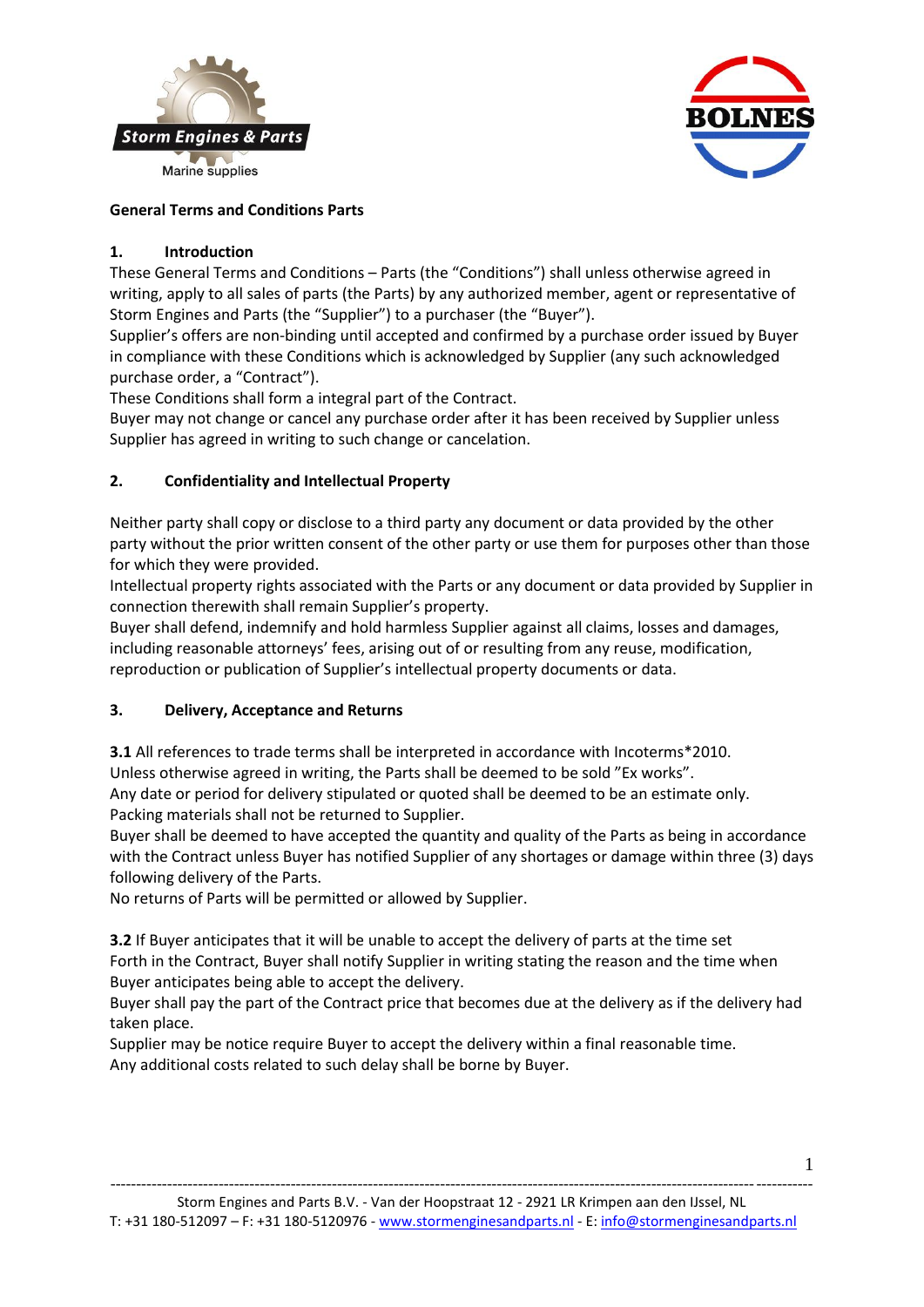**General Terms and Conditions Parts**

## 1. Introduction

These General Terms and Conditions – Parts (the "Conditions") shall unless otherwise agreed in writing, apply to all sales of parts (the Parts) by any authorized member, agent or representative of Storm Engines and Parts (the "Supplier") to a purchaser (the "Buyer").
Supplier's offers are non-binding until accepted and confirmed by a purchase order issued by Buyer in compliance with these Conditions which is acknowledged by Supplier (any such acknowledged purchase order, a "Contract").
These Conditions shall form a integral part of the Contract.
Buyer may not change or cancel any purchase order after it has been received by Supplier unless Supplier has agreed in writing to such change or cancelation.

## 2. Confidentiality and Intellectual Property

Neither party shall copy or disclose to a third party any document or data provided by the other party without the prior written consent of the other party or use them for purposes other than those for which they were provided.
Intellectual property rights associated with the Parts or any document or data provided by Supplier in connection therewith shall remain Supplier's property.
Buyer shall defend, indemnify and hold harmless Supplier against all claims, losses and damages, including reasonable attorneys' fees, arising out of or resulting from any reuse, modification, reproduction or publication of Supplier's intellectual property documents or data.

## 3. Delivery, Acceptance and Returns

**3.1** All references to trade terms shall be interpreted in accordance with Incoterms*2010.
Unless otherwise agreed in writing, the Parts shall be deemed to be sold "Ex works".
Any date or period for delivery stipulated or quoted shall be deemed to be an estimate only.
Packing materials shall not be returned to Supplier.
Buyer shall be deemed to have accepted the quantity and quality of the Parts as being in accordance with the Contract unless Buyer has notified Supplier of any shortages or damage within three (3) days following delivery of the Parts.
No returns of Parts will be permitted or allowed by Supplier.

**3.2** If Buyer anticipates that it will be unable to accept the delivery of parts at the time set Forth in the Contract, Buyer shall notify Supplier in writing stating the reason and the time when Buyer anticipates being able to accept the delivery.
Buyer shall pay the part of the Contract price that becomes due at the delivery as if the delivery had taken place.
Supplier may be notice require Buyer to accept the delivery within a final reasonable time.
Any additional costs related to such delay shall be borne by Buyer.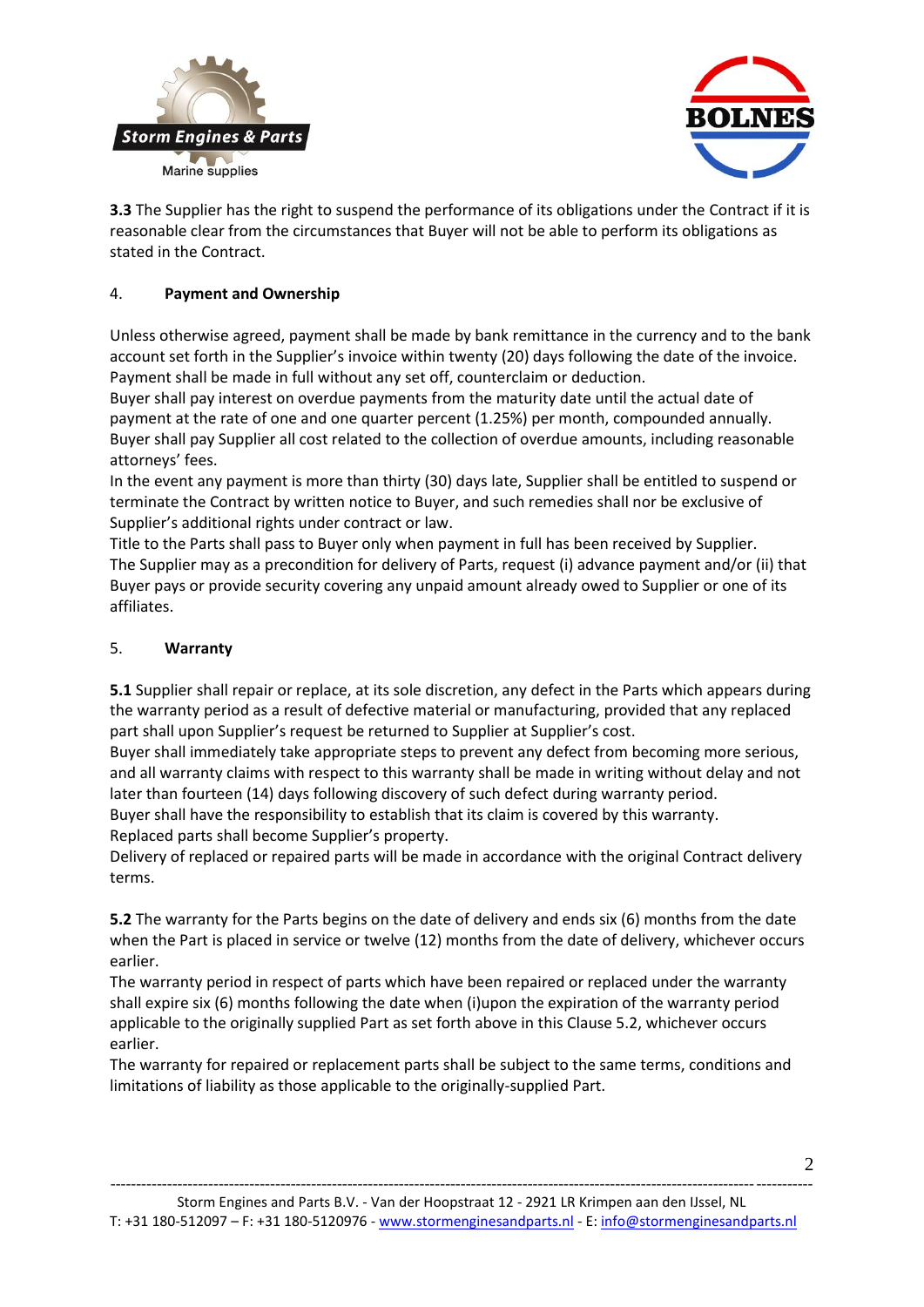**3.3** The Supplier has the right to suspend the performance of its obligations under the Contract if it is reasonable clear from the circumstances that Buyer will not be able to perform its obligations as stated in the Contract.

## 4. Payment and Ownership

Unless otherwise agreed, payment shall be made by bank remittance in the currency and to the bank account set forth in the Supplier's invoice within twenty (20) days following the date of the invoice. Payment shall be made in full without any set off, counterclaim or deduction.
Buyer shall pay interest on overdue payments from the maturity date until the actual date of payment at the rate of one and one quarter percent (1.25%) per month, compounded annually.
Buyer shall pay Supplier all cost related to the collection of overdue amounts, including reasonable attorneys' fees.
In the event any payment is more than thirty (30) days late, Supplier shall be entitled to suspend or terminate the Contract by written notice to Buyer, and such remedies shall nor be exclusive of Supplier's additional rights under contract or law.
Title to the Parts shall pass to Buyer only when payment in full has been received by Supplier.
The Supplier may as a precondition for delivery of Parts, request (i) advance payment and/or (ii) that Buyer pays or provide security covering any unpaid amount already owed to Supplier or one of its affiliates.

## 5. Warranty

**5.1** Supplier shall repair or replace, at its sole discretion, any defect in the Parts which appears during the warranty period as a result of defective material or manufacturing, provided that any replaced part shall upon Supplier's request be returned to Supplier at Supplier's cost.
Buyer shall immediately take appropriate steps to prevent any defect from becoming more serious, and all warranty claims with respect to this warranty shall be made in writing without delay and not later than fourteen (14) days following discovery of such defect during warranty period.
Buyer shall have the responsibility to establish that its claim is covered by this warranty.
Replaced parts shall become Supplier's property.
Delivery of replaced or repaired parts will be made in accordance with the original Contract delivery terms.

**5.2** The warranty for the Parts begins on the date of delivery and ends six (6) months from the date when the Part is placed in service or twelve (12) months from the date of delivery, whichever occurs earlier.
The warranty period in respect of parts which have been repaired or replaced under the warranty shall expire six (6) months following the date when (i)upon the expiration of the warranty period applicable to the originally supplied Part as set forth above in this Clause 5.2, whichever occurs earlier.
The warranty for repaired or replacement parts shall be subject to the same terms, conditions and limitations of liability as those applicable to the originally-supplied Part.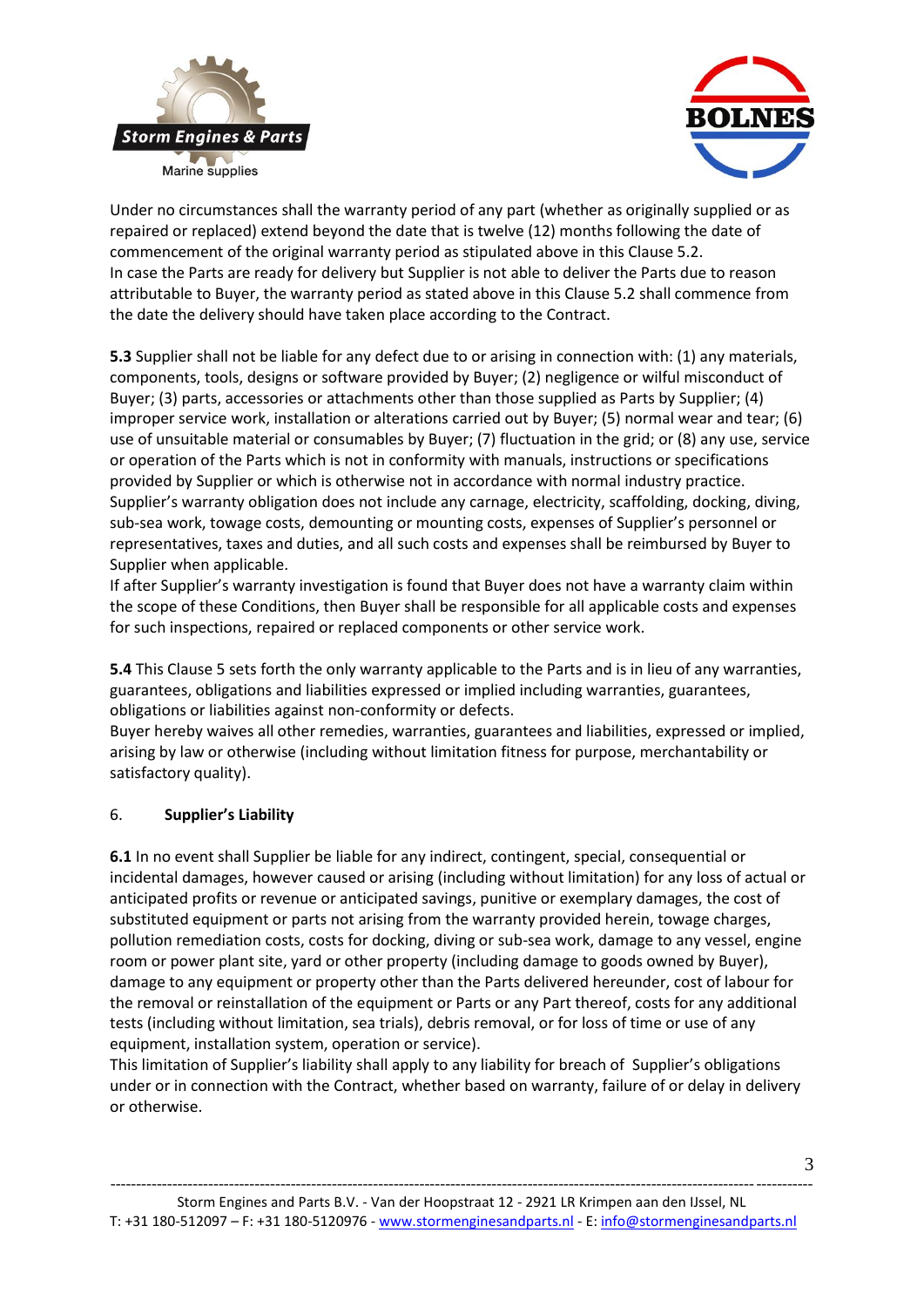Under no circumstances shall the warranty period of any part (whether as originally supplied or as repaired or replaced) extend beyond the date that is twelve (12) months following the date of commencement of the original warranty period as stipulated above in this Clause 5.2.
In case the Parts are ready for delivery but Supplier is not able to deliver the Parts due to reason attributable to Buyer, the warranty period as stated above in this Clause 5.2 shall commence from the date the delivery should have taken place according to the Contract.

**5.3** Supplier shall not be liable for any defect due to or arising in connection with: (1) any materials, components, tools, designs or software provided by Buyer; (2) negligence or wilful misconduct of Buyer; (3) parts, accessories or attachments other than those supplied as Parts by Supplier; (4) improper service work, installation or alterations carried out by Buyer; (5) normal wear and tear; (6) use of unsuitable material or consumables by Buyer; (7) fluctuation in the grid; or (8) any use, service or operation of the Parts which is not in conformity with manuals, instructions or specifications provided by Supplier or which is otherwise not in accordance with normal industry practice.
Supplier's warranty obligation does not include any carnage, electricity, scaffolding, docking, diving, sub-sea work, towage costs, demounting or mounting costs, expenses of Supplier's personnel or representatives, taxes and duties, and all such costs and expenses shall be reimbursed by Buyer to Supplier when applicable.
If after Supplier's warranty investigation is found that Buyer does not have a warranty claim within the scope of these Conditions, then Buyer shall be responsible for all applicable costs and expenses for such inspections, repaired or replaced components or other service work.

**5.4** This Clause 5 sets forth the only warranty applicable to the Parts and is in lieu of any warranties, guarantees, obligations and liabilities expressed or implied including warranties, guarantees, obligations or liabilities against non-conformity or defects.
Buyer hereby waives all other remedies, warranties, guarantees and liabilities, expressed or implied, arising by law or otherwise (including without limitation fitness for purpose, merchantability or satisfactory quality).

## 6. **Supplier's Liability**

**6.1** In no event shall Supplier be liable for any indirect, contingent, special, consequential or incidental damages, however caused or arising (including without limitation) for any loss of actual or anticipated profits or revenue or anticipated savings, punitive or exemplary damages, the cost of substituted equipment or parts not arising from the warranty provided herein, towage charges, pollution remediation costs, costs for docking, diving or sub-sea work, damage to any vessel, engine room or power plant site, yard or other property (including damage to goods owned by Buyer), damage to any equipment or property other than the Parts delivered hereunder, cost of labour for the removal or reinstallation of the equipment or Parts or any Part thereof, costs for any additional tests (including without limitation, sea trials), debris removal, or for loss of time or use of any equipment, installation system, operation or service).
This limitation of Supplier's liability shall apply to any liability for breach of Supplier's obligations under or in connection with the Contract, whether based on warranty, failure of or delay in delivery or otherwise.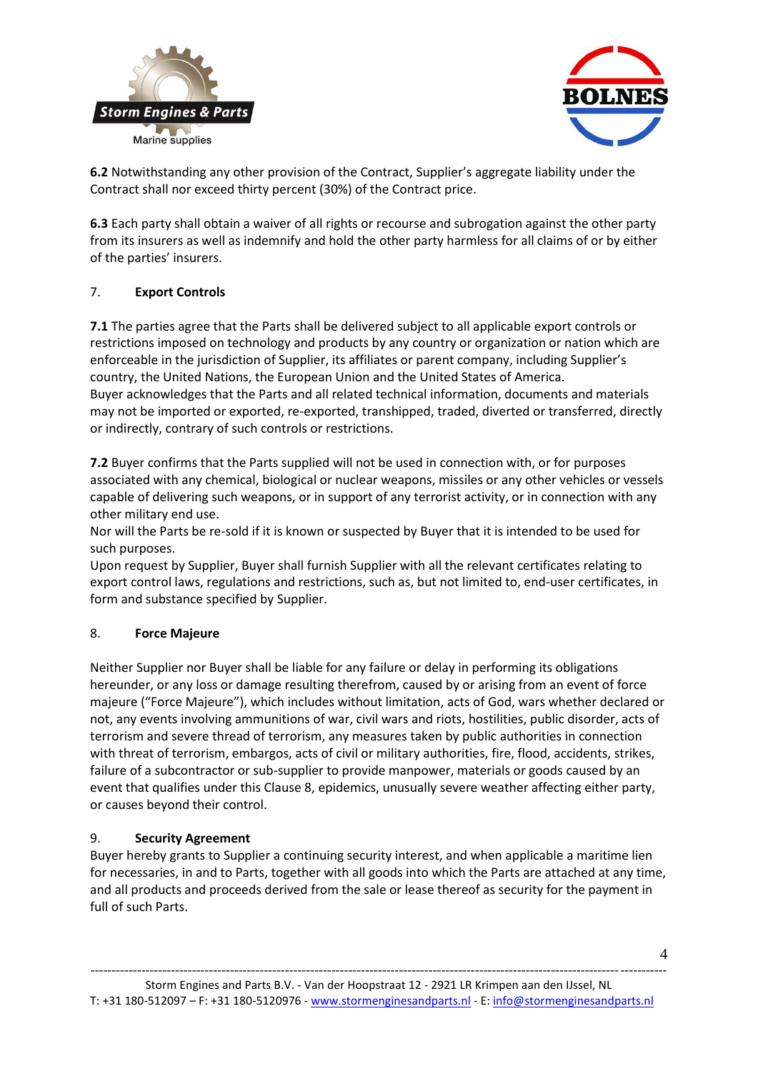**6.2** Notwithstanding any other provision of the Contract, Supplier's aggregate liability under the Contract shall nor exceed thirty percent (30%) of the Contract price.

**6.3** Each party shall obtain a waiver of all rights or recourse and subrogation against the other party from its insurers as well as indemnify and hold the other party harmless for all claims of or by either of the parties' insurers.

## 7. Export Controls

**7.1** The parties agree that the Parts shall be delivered subject to all applicable export controls or restrictions imposed on technology and products by any country or organization or nation which are enforceable in the jurisdiction of Supplier, its affiliates or parent company, including Supplier's country, the United Nations, the European Union and the United States of America.
Buyer acknowledges that the Parts and all related technical information, documents and materials may not be imported or exported, re-exported, transhipped, traded, diverted or transferred, directly or indirectly, contrary of such controls or restrictions.

**7.2** Buyer confirms that the Parts supplied will not be used in connection with, or for purposes associated with any chemical, biological or nuclear weapons, missiles or any other vehicles or vessels capable of delivering such weapons, or in support of any terrorist activity, or in connection with any other military end use.
Nor will the Parts be re-sold if it is known or suspected by Buyer that it is intended to be used for such purposes.
Upon request by Supplier, Buyer shall furnish Supplier with all the relevant certificates relating to export control laws, regulations and restrictions, such as, but not limited to, end-user certificates, in form and substance specified by Supplier.

## 8. Force Majeure

Neither Supplier nor Buyer shall be liable for any failure or delay in performing its obligations hereunder, or any loss or damage resulting therefrom, caused by or arising from an event of force majeure ("Force Majeure"), which includes without limitation, acts of God, wars whether declared or not, any events involving ammunitions of war, civil wars and riots, hostilities, public disorder, acts of terrorism and severe thread of terrorism, any measures taken by public authorities in connection with threat of terrorism, embargos, acts of civil or military authorities, fire, flood, accidents, strikes, failure of a subcontractor or sub-supplier to provide manpower, materials or goods caused by an event that qualifies under this Clause 8, epidemics, unusually severe weather affecting either party, or causes beyond their control.

## 9. Security Agreement

Buyer hereby grants to Supplier a continuing security interest, and when applicable a maritime lien for necessaries, in and to Parts, together with all goods into which the Parts are attached at any time, and all products and proceeds derived from the sale or lease thereof as security for the payment in full of such Parts.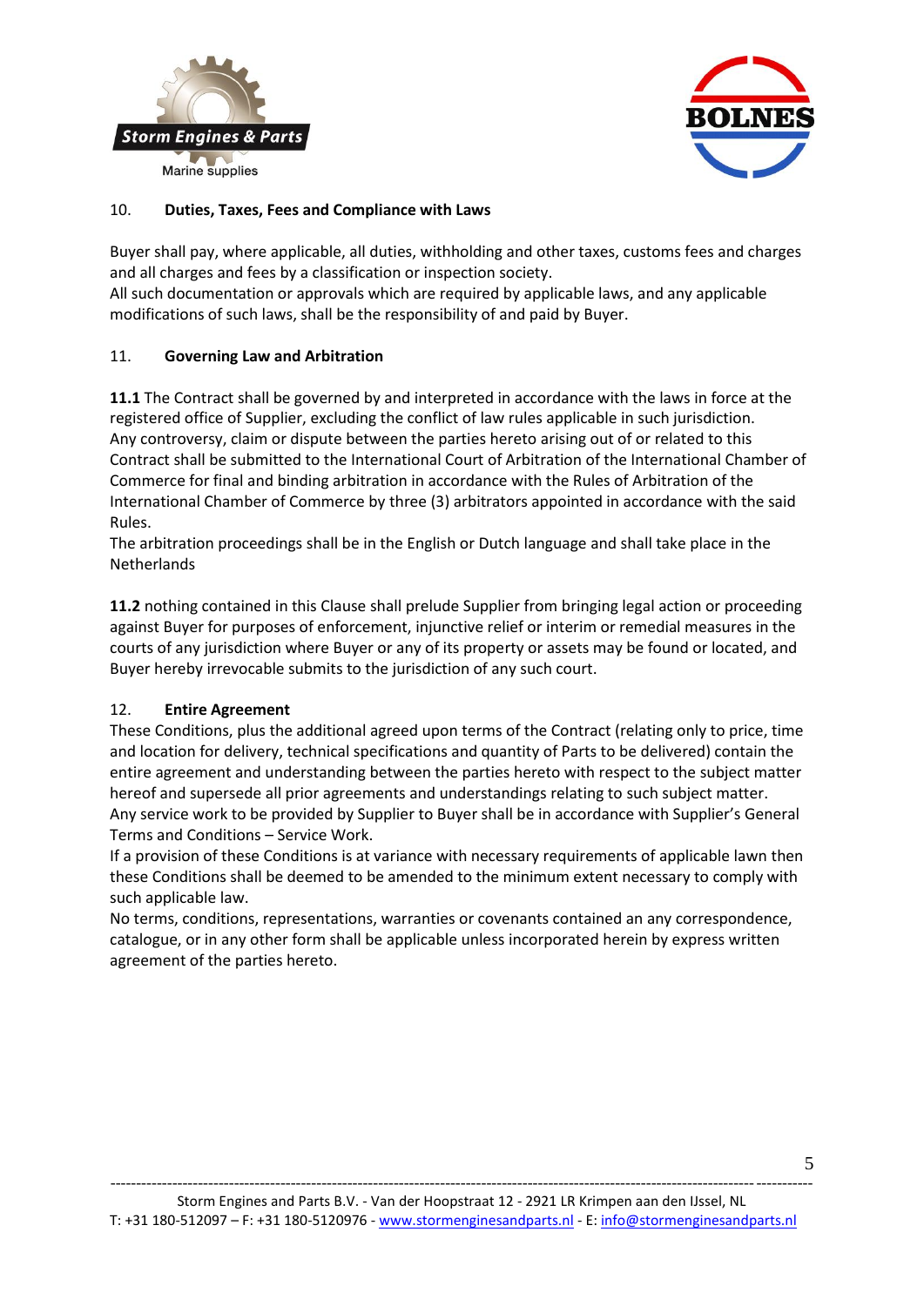## 10. Duties, Taxes, Fees and Compliance with Laws

Buyer shall pay, where applicable, all duties, withholding and other taxes, customs fees and charges and all charges and fees by a classification or inspection society.
All such documentation or approvals which are required by applicable laws, and any applicable modifications of such laws, shall be the responsibility of and paid by Buyer.

## 11. Governing Law and Arbitration

**11.1** The Contract shall be governed by and interpreted in accordance with the laws in force at the registered office of Supplier, excluding the conflict of law rules applicable in such jurisdiction.
Any controversy, claim or dispute between the parties hereto arising out of or related to this Contract shall be submitted to the International Court of Arbitration of the International Chamber of Commerce for final and binding arbitration in accordance with the Rules of Arbitration of the International Chamber of Commerce by three (3) arbitrators appointed in accordance with the said Rules.
The arbitration proceedings shall be in the English or Dutch language and shall take place in the Netherlands

**11.2** nothing contained in this Clause shall prelude Supplier from bringing legal action or proceeding against Buyer for purposes of enforcement, injunctive relief or interim or remedial measures in the courts of any jurisdiction where Buyer or any of its property or assets may be found or located, and Buyer hereby irrevocable submits to the jurisdiction of any such court.

## 12. Entire Agreement

These Conditions, plus the additional agreed upon terms of the Contract (relating only to price, time and location for delivery, technical specifications and quantity of Parts to be delivered) contain the entire agreement and understanding between the parties hereto with respect to the subject matter hereof and supersede all prior agreements and understandings relating to such subject matter.
Any service work to be provided by Supplier to Buyer shall be in accordance with Supplier's General Terms and Conditions – Service Work.
If a provision of these Conditions is at variance with necessary requirements of applicable lawn then these Conditions shall be deemed to be amended to the minimum extent necessary to comply with such applicable law.
No terms, conditions, representations, warranties or covenants contained an any correspondence, catalogue, or in any other form shall be applicable unless incorporated herein by express written agreement of the parties hereto.